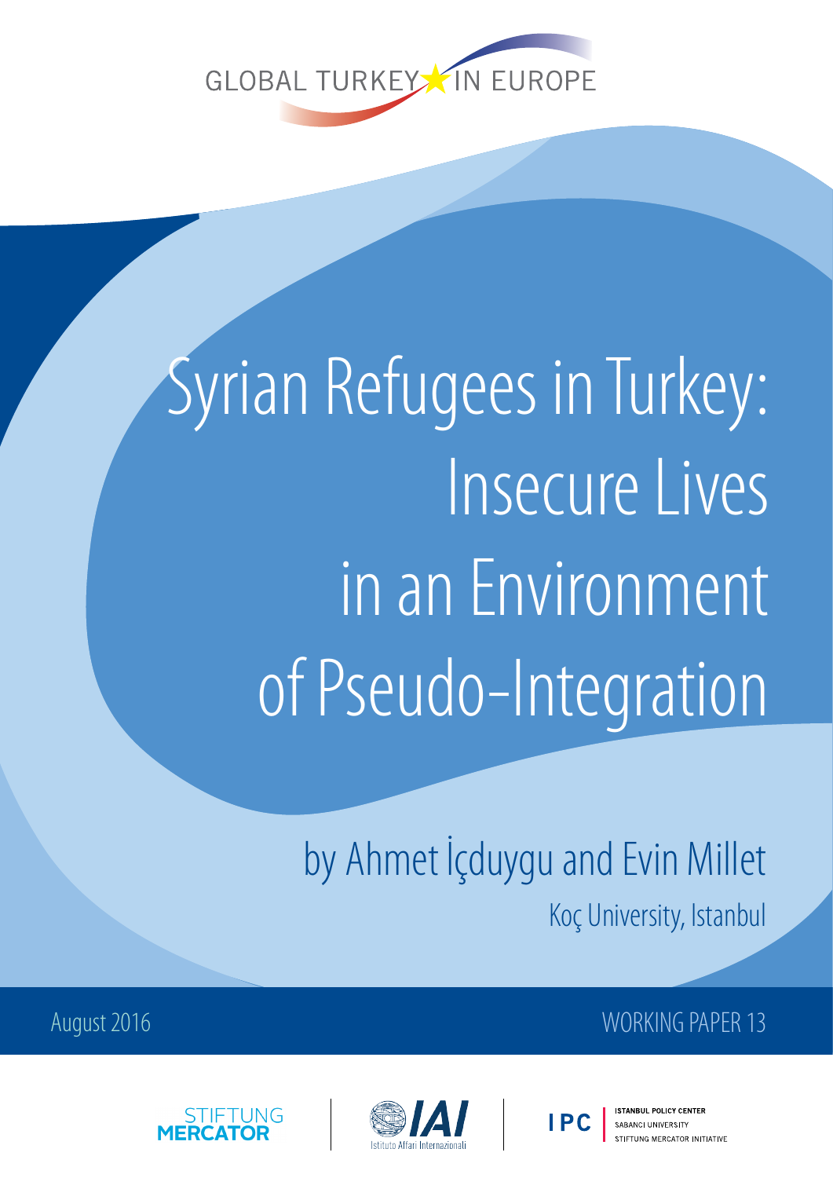GLOBAL TURKEY IN EUROPE

# Syrian Refugees in Turkey: Insecure Lives in an Environment of Pseudo-Integration

by Ahmet İçduygu and Evin Millet

Koç University, Istanbul

August 2016

WORKING PAPER 13

STIFTUNG MERCATOR

IAI Istituto Affari Internazionali

IPC ISTANBUL POLICY CENTER SABANCI UNIVERSITY STIFTUNG MERCATOR INITIATIVE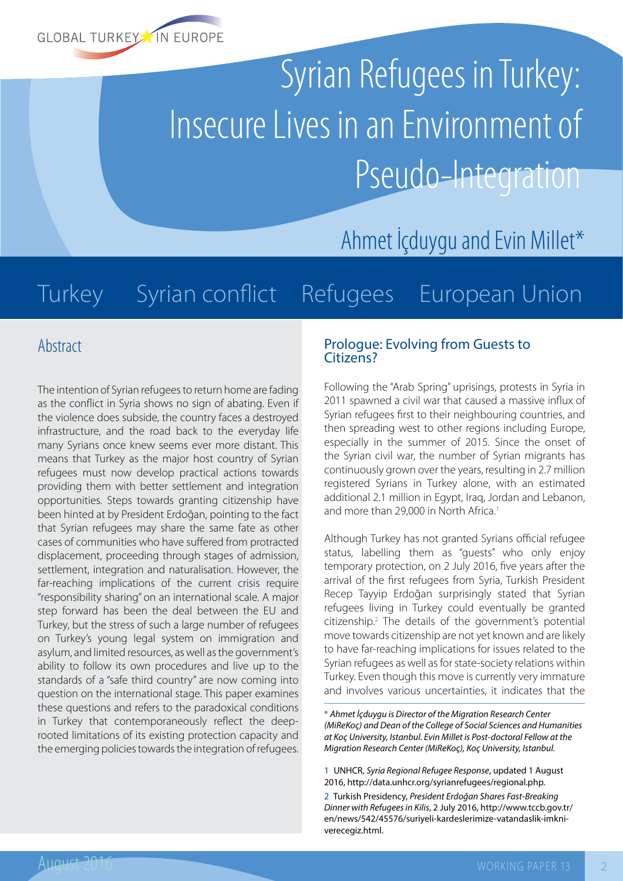GLOBAL TURKEY IN EUROPE

# Syrian Refugees in Turkey: Insecure Lives in an Environment of Pseudo-Integration

Ahmet İçduygu and Evin Millet*

Turkey | Syrian conflict | Refugees | European Union

## Abstract

The intention of Syrian refugees to return home are fading as the conflict in Syria shows no sign of abating. Even if the violence does subside, the country faces a destroyed infrastructure, and the road back to the everyday life many Syrians once knew seems ever more distant. This means that Turkey as the major host country of Syrian refugees must now develop practical actions towards providing them with better settlement and integration opportunities. Steps towards granting citizenship have been hinted at by President Erdoğan, pointing to the fact that Syrian refugees may share the same fate as other cases of communities who have suffered from protracted displacement, proceeding through stages of admission, settlement, integration and naturalisation. However, the far-reaching implications of the current crisis require "responsibility sharing" on an international scale. A major step forward has been the deal between the EU and Turkey, but the stress of such a large number of refugees on Turkey's young legal system on immigration and asylum, and limited resources, as well as the government's ability to follow its own procedures and live up to the standards of a "safe third country" are now coming into question on the international stage. This paper examines these questions and refers to the paradoxical conditions in Turkey that contemporaneously reflect the deep-rooted limitations of its existing protection capacity and the emerging policies towards the integration of refugees.

## Prologue: Evolving from Guests to Citizens?

Following the "Arab Spring" uprisings, protests in Syria in 2011 spawned a civil war that caused a massive influx of Syrian refugees first to their neighbouring countries, and then spreading west to other regions including Europe, especially in the summer of 2015. Since the onset of the Syrian civil war, the number of Syrian migrants has continuously grown over the years, resulting in 2.7 million registered Syrians in Turkey alone, with an estimated additional 2.1 million in Egypt, Iraq, Jordan and Lebanon, and more than 29,000 in North Africa.[1]

Although Turkey has not granted Syrians official refugee status, labelling them as "guests" who only enjoy temporary protection, on 2 July 2016, five years after the arrival of the first refugees from Syria, Turkish President Recep Tayyip Erdoğan surprisingly stated that Syrian refugees living in Turkey could eventually be granted citizenship.[2] The details of the government's potential move towards citizenship are not yet known and are likely to have far-reaching implications for issues related to the Syrian refugees as well as for state-society relations within Turkey. Even though this move is currently very immature and involves various uncertainties, it indicates that the

\* *Ahmet İçduygu is Director of the Migration Research Center (MiReKoç) and Dean of the College of Social Sciences and Humanities at Koç University, Istanbul. Evin Millet is Post-doctoral Fellow at the Migration Research Center (MiReKoç), Koç University, Istanbul.*

1 UNHCR, *Syria Regional Refugee Response*, updated 1 August 2016, http://data.unhcr.org/syrianrefugees/regional.php.

2 Turkish Presidency, *President Erdoğan Shares Fast-Breaking Dinner with Refugees in Kilis*, 2 July 2016, http://www.tccb.gov.tr/en/news/542/45576/suriyeli-kardeslerimize-vatandaslik-imkni-verecegiz.html.

August 2016 | WORKING PAPER 13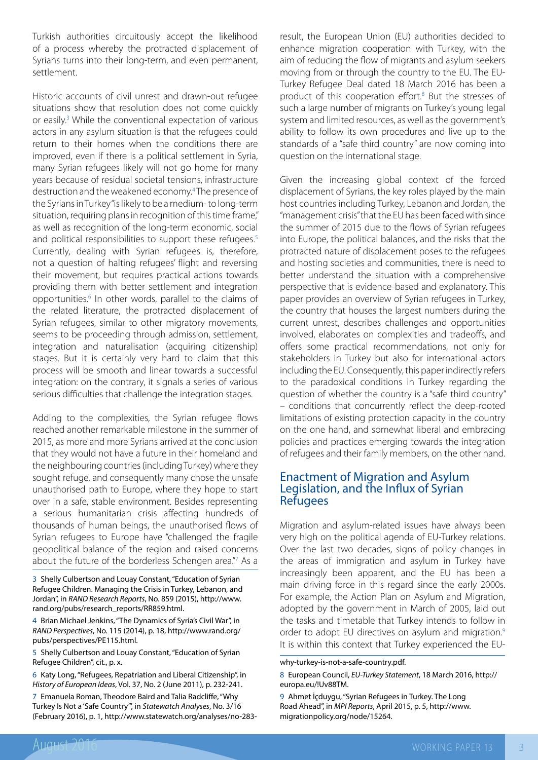Turkish authorities circuitously accept the likelihood of a process whereby the protracted displacement of Syrians turns into their long-term, and even permanent, settlement.

Historic accounts of civil unrest and drawn-out refugee situations show that resolution does not come quickly or easily.[3] While the conventional expectation of various actors in any asylum situation is that the refugees could return to their homes when the conditions there are improved, even if there is a political settlement in Syria, many Syrian refugees likely will not go home for many years because of residual societal tensions, infrastructure destruction and the weakened economy.[4] The presence of the Syrians in Turkey "is likely to be a medium- to long-term situation, requiring plans in recognition of this time frame," as well as recognition of the long-term economic, social and political responsibilities to support these refugees.[5] Currently, dealing with Syrian refugees is, therefore, not a question of halting refugees' flight and reversing their movement, but requires practical actions towards providing them with better settlement and integration opportunities.[6] In other words, parallel to the claims of the related literature, the protracted displacement of Syrian refugees, similar to other migratory movements, seems to be proceeding through admission, settlement, integration and naturalisation (acquiring citizenship) stages. But it is certainly very hard to claim that this process will be smooth and linear towards a successful integration: on the contrary, it signals a series of various serious difficulties that challenge the integration stages.

Adding to the complexities, the Syrian refugee flows reached another remarkable milestone in the summer of 2015, as more and more Syrians arrived at the conclusion that they would not have a future in their homeland and the neighbouring countries (including Turkey) where they sought refuge, and consequently many chose the unsafe unauthorised path to Europe, where they hope to start over in a safe, stable environment. Besides representing a serious humanitarian crisis affecting hundreds of thousands of human beings, the unauthorised flows of Syrian refugees to Europe have "challenged the fragile geopolitical balance of the region and raised concerns about the future of the borderless Schengen area."[7] As a result, the European Union (EU) authorities decided to enhance migration cooperation with Turkey, with the aim of reducing the flow of migrants and asylum seekers moving from or through the country to the EU. The EU-Turkey Refugee Deal dated 18 March 2016 has been a product of this cooperation effort.[8] But the stresses of such a large number of migrants on Turkey's young legal system and limited resources, as well as the government's ability to follow its own procedures and live up to the standards of a "safe third country" are now coming into question on the international stage.

Given the increasing global context of the forced displacement of Syrians, the key roles played by the main host countries including Turkey, Lebanon and Jordan, the "management crisis" that the EU has been faced with since the summer of 2015 due to the flows of Syrian refugees into Europe, the political balances, and the risks that the protracted nature of displacement poses to the refugees and hosting societies and communities, there is need to better understand the situation with a comprehensive perspective that is evidence-based and explanatory. This paper provides an overview of Syrian refugees in Turkey, the country that houses the largest numbers during the current unrest, describes challenges and opportunities involved, elaborates on complexities and tradeoffs, and offers some practical recommendations, not only for stakeholders in Turkey but also for international actors including the EU. Consequently, this paper indirectly refers to the paradoxical conditions in Turkey regarding the question of whether the country is a "safe third country" – conditions that concurrently reflect the deep-rooted limitations of existing protection capacity in the country on the one hand, and somewhat liberal and embracing policies and practices emerging towards the integration of refugees and their family members, on the other hand.

## Enactment of Migration and Asylum Legislation, and the Influx of Syrian Refugees

Migration and asylum-related issues have always been very high on the political agenda of EU-Turkey relations. Over the last two decades, signs of policy changes in the areas of immigration and asylum in Turkey have increasingly been apparent, and the EU has been a main driving force in this regard since the early 2000s. For example, the Action Plan on Asylum and Migration, adopted by the government in March of 2005, laid out the tasks and timetable that Turkey intends to follow in order to adopt EU directives on asylum and migration.[9] It is within this context that Turkey experienced the EU-

---

3 Shelly Culbertson and Louay Constant, "Education of Syrian Refugee Children. Managing the Crisis in Turkey, Lebanon, and Jordan", in *RAND Research Reports*, No. 859 (2015), http://www.rand.org/pubs/research_reports/RR859.html.

4 Brian Michael Jenkins, "The Dynamics of Syria's Civil War", in *RAND Perspectives*, No. 115 (2014), p. 18, http://www.rand.org/pubs/perspectives/PE115.html.

5 Shelly Culbertson and Louay Constant, "Education of Syrian Refugee Children", cit., p. x.

6 Katy Long, "Refugees, Repatriation and Liberal Citizenship", in *History of European Ideas*, Vol. 37, No. 2 (June 2011), p. 232-241.

7 Emanuela Roman, Theodore Baird and Talia Radcliffe, "Why Turkey Is Not a 'Safe Country'", in *Statewatch Analyses*, No. 3/16 (February 2016), p. 1, http://www.statewatch.org/analyses/no-283-why-turkey-is-not-a-safe-country.pdf.

8 European Council, *EU-Turkey Statement*, 18 March 2016, http://europa.eu/!Uv88TM.

9 Ahmet İçduygu, "Syrian Refugees in Turkey. The Long Road Ahead", in *MPI Reports*, April 2015, p. 5, http://www.migrationpolicy.org/node/15264.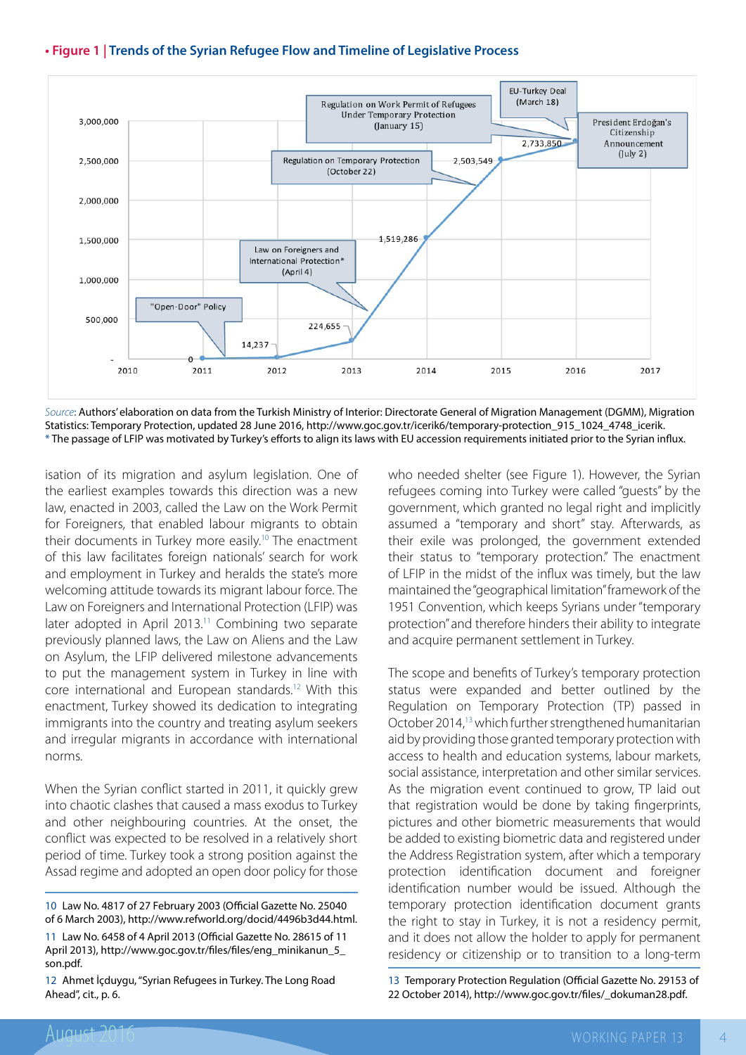**• Figure 1 | Trends of the Syrian Refugee Flow and Timeline of Legislative Process**

| Year | Refugees | Event |
|---|---|---|
| 2011 | 0 | "Open-Door" Policy |
| 2012 | 14,237 | |
| 2013 | 224,655 | Law on Foreigners and International Protection* (April 4) |
| 2014 | 1,519,286 | Regulation on Temporary Protection (October 22) |
| 2015 | 2,503,549 | Regulation on Work Permit of Refugees Under Temporary Protection (January 15) |
| 2016 | 2,733,850 | EU-Turkey Deal (March 18); President Erdoğan's Citizenship Announcement (July 2) |

*Source*: Authors' elaboration on data from the Turkish Ministry of Interior: Directorate General of Migration Management (DGMM), Migration Statistics: Temporary Protection, updated 28 June 2016, http://www.goc.gov.tr/icerik6/temporary-protection_915_1024_4748_icerik.
* The passage of LFIP was motivated by Turkey's efforts to align its laws with EU accession requirements initiated prior to the Syrian influx.

isation of its migration and asylum legislation. One of the earliest examples towards this direction was a new law, enacted in 2003, called the Law on the Work Permit for Foreigners, that enabled labour migrants to obtain their documents in Turkey more easily.[10] The enactment of this law facilitates foreign nationals' search for work and employment in Turkey and heralds the state's more welcoming attitude towards its migrant labour force. The Law on Foreigners and International Protection (LFIP) was later adopted in April 2013.[11] Combining two separate previously planned laws, the Law on Aliens and the Law on Asylum, the LFIP delivered milestone advancements to put the management system in Turkey in line with core international and European standards.[12] With this enactment, Turkey showed its dedication to integrating immigrants into the country and treating asylum seekers and irregular migrants in accordance with international norms.

When the Syrian conflict started in 2011, it quickly grew into chaotic clashes that caused a mass exodus to Turkey and other neighbouring countries. At the onset, the conflict was expected to be resolved in a relatively short period of time. Turkey took a strong position against the Assad regime and adopted an open door policy for those who needed shelter (see Figure 1). However, the Syrian refugees coming into Turkey were called "guests" by the government, which granted no legal right and implicitly assumed a "temporary and short" stay. Afterwards, as their exile was prolonged, the government extended their status to "temporary protection." The enactment of LFIP in the midst of the influx was timely, but the law maintained the "geographical limitation" framework of the 1951 Convention, which keeps Syrians under "temporary protection" and therefore hinders their ability to integrate and acquire permanent settlement in Turkey.

The scope and benefits of Turkey's temporary protection status were expanded and better outlined by the Regulation on Temporary Protection (TP) passed in October 2014,[13] which further strengthened humanitarian aid by providing those granted temporary protection with access to health and education systems, labour markets, social assistance, interpretation and other similar services. As the migration event continued to grow, TP laid out that registration would be done by taking fingerprints, pictures and other biometric measurements that would be added to existing biometric data and registered under the Address Registration system, after which a temporary protection identification document and foreigner identification number would be issued. Although the temporary protection identification document grants the right to stay in Turkey, it is not a residency permit, and it does not allow the holder to apply for permanent residency or citizenship or to transition to a long-term

10 Law No. 4817 of 27 February 2003 (Official Gazette No. 25040 of 6 March 2003), http://www.refworld.org/docid/4496b3d44.html.

11 Law No. 6458 of 4 April 2013 (Official Gazette No. 28615 of 11 April 2013), http://www.goc.gov.tr/files/files/eng_minikanun_5_son.pdf.

12 Ahmet İçduygu, "Syrian Refugees in Turkey. The Long Road Ahead", cit., p. 6.

13 Temporary Protection Regulation (Official Gazette No. 29153 of 22 October 2014), http://www.goc.gov.tr/files/_dokuman28.pdf.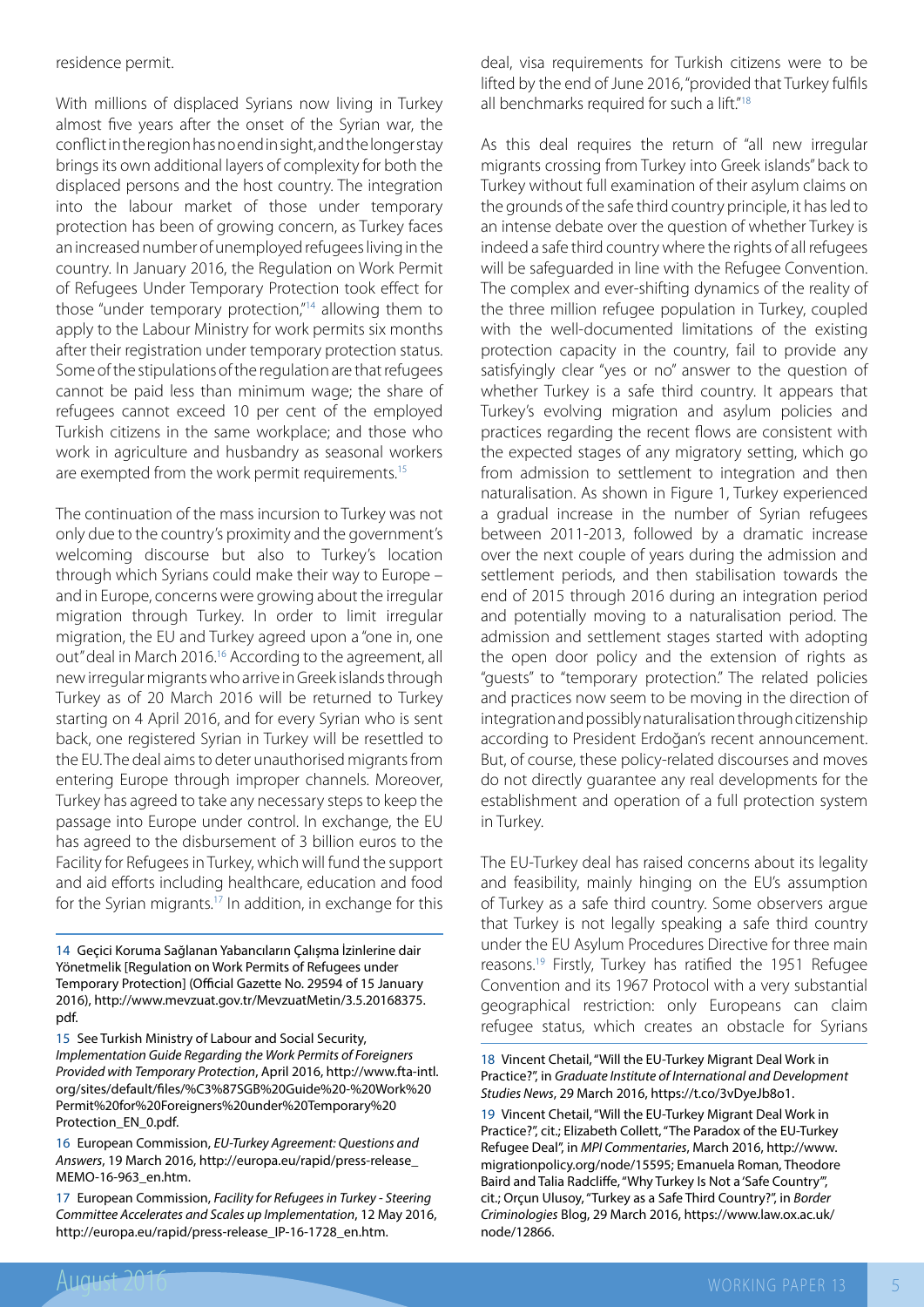residence permit.

With millions of displaced Syrians now living in Turkey almost five years after the onset of the Syrian war, the conflict in the region has no end in sight, and the longer stay brings its own additional layers of complexity for both the displaced persons and the host country. The integration into the labour market of those under temporary protection has been of growing concern, as Turkey faces an increased number of unemployed refugees living in the country. In January 2016, the Regulation on Work Permit of Refugees Under Temporary Protection took effect for those "under temporary protection,"[14] allowing them to apply to the Labour Ministry for work permits six months after their registration under temporary protection status. Some of the stipulations of the regulation are that refugees cannot be paid less than minimum wage; the share of refugees cannot exceed 10 per cent of the employed Turkish citizens in the same workplace; and those who work in agriculture and husbandry as seasonal workers are exempted from the work permit requirements.[15]

The continuation of the mass incursion to Turkey was not only due to the country's proximity and the government's welcoming discourse but also to Turkey's location through which Syrians could make their way to Europe – and in Europe, concerns were growing about the irregular migration through Turkey. In order to limit irregular migration, the EU and Turkey agreed upon a "one in, one out" deal in March 2016.[16] According to the agreement, all new irregular migrants who arrive in Greek islands through Turkey as of 20 March 2016 will be returned to Turkey starting on 4 April 2016, and for every Syrian who is sent back, one registered Syrian in Turkey will be resettled to the EU. The deal aims to deter unauthorised migrants from entering Europe through improper channels. Moreover, Turkey has agreed to take any necessary steps to keep the passage into Europe under control. In exchange, the EU has agreed to the disbursement of 3 billion euros to the Facility for Refugees in Turkey, which will fund the support and aid efforts including healthcare, education and food for the Syrian migrants.[17] In addition, in exchange for this deal, visa requirements for Turkish citizens were to be lifted by the end of June 2016, "provided that Turkey fulfils all benchmarks required for such a lift."[18]

As this deal requires the return of "all new irregular migrants crossing from Turkey into Greek islands" back to Turkey without full examination of their asylum claims on the grounds of the safe third country principle, it has led to an intense debate over the question of whether Turkey is indeed a safe third country where the rights of all refugees will be safeguarded in line with the Refugee Convention. The complex and ever-shifting dynamics of the reality of the three million refugee population in Turkey, coupled with the well-documented limitations of the existing protection capacity in the country, fail to provide any satisfyingly clear "yes or no" answer to the question of whether Turkey is a safe third country. It appears that Turkey's evolving migration and asylum policies and practices regarding the recent flows are consistent with the expected stages of any migratory setting, which go from admission to settlement to integration and then naturalisation. As shown in Figure 1, Turkey experienced a gradual increase in the number of Syrian refugees between 2011-2013, followed by a dramatic increase over the next couple of years during the admission and settlement periods, and then stabilisation towards the end of 2015 through 2016 during an integration period and potentially moving to a naturalisation period. The admission and settlement stages started with adopting the open door policy and the extension of rights as "guests" to "temporary protection." The related policies and practices now seem to be moving in the direction of integration and possibly naturalisation through citizenship according to President Erdoğan's recent announcement. But, of course, these policy-related discourses and moves do not directly guarantee any real developments for the establishment and operation of a full protection system in Turkey.

The EU-Turkey deal has raised concerns about its legality and feasibility, mainly hinging on the EU's assumption of Turkey as a safe third country. Some observers argue that Turkey is not legally speaking a safe third country under the EU Asylum Procedures Directive for three main reasons.[19] Firstly, Turkey has ratified the 1951 Refugee Convention and its 1967 Protocol with a very substantial geographical restriction: only Europeans can claim refugee status, which creates an obstacle for Syrians

---

14 Geçici Koruma Sağlanan Yabancıların Çalışma İzinlerine dair Yönetmelik [Regulation on Work Permits of Refugees under Temporary Protection] (Official Gazette No. 29594 of 15 January 2016), http://www.mevzuat.gov.tr/MevzuatMetin/3.5.20168375.pdf.

15 See Turkish Ministry of Labour and Social Security, *Implementation Guide Regarding the Work Permits of Foreigners Provided with Temporary Protection*, April 2016, http://www.fta-intl.org/sites/default/files/%C3%87SGB%20Guide%20-%20Work%20Permit%20for%20Foreigners%20under%20Temporary%20Protection_EN_0.pdf.

16 European Commission, *EU-Turkey Agreement: Questions and Answers*, 19 March 2016, http://europa.eu/rapid/press-release_MEMO-16-963_en.htm.

17 European Commission, *Facility for Refugees in Turkey - Steering Committee Accelerates and Scales up Implementation*, 12 May 2016, http://europa.eu/rapid/press-release_IP-16-1728_en.htm.

18 Vincent Chetail, "Will the EU-Turkey Migrant Deal Work in Practice?", in *Graduate Institute of International and Development Studies News*, 29 March 2016, https://t.co/3vDyeJb8o1.

19 Vincent Chetail, "Will the EU-Turkey Migrant Deal Work in Practice?", cit.; Elizabeth Collett, "The Paradox of the EU-Turkey Refugee Deal", in *MPI Commentaries*, March 2016, http://www.migrationpolicy.org/node/15595; Emanuela Roman, Theodore Baird and Talia Radcliffe, "Why Turkey Is Not a 'Safe Country'", cit.; Orçun Ulusoy, "Turkey as a Safe Third Country?", in *Border Criminologies* Blog, 29 March 2016, https://www.law.ox.ac.uk/node/12866.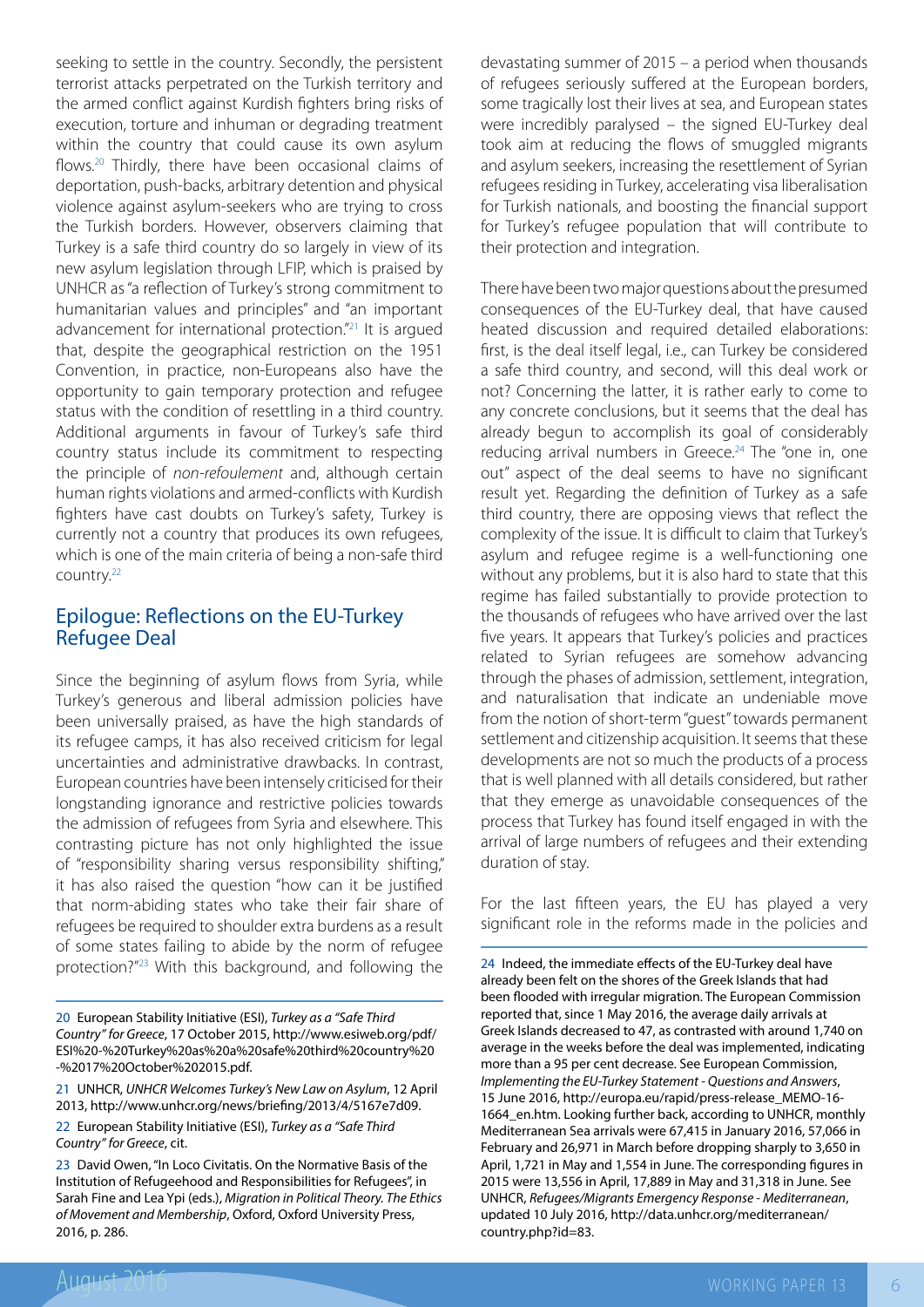seeking to settle in the country. Secondly, the persistent terrorist attacks perpetrated on the Turkish territory and the armed conflict against Kurdish fighters bring risks of execution, torture and inhuman or degrading treatment within the country that could cause its own asylum flows.[20] Thirdly, there have been occasional claims of deportation, push-backs, arbitrary detention and physical violence against asylum-seekers who are trying to cross the Turkish borders. However, observers claiming that Turkey is a safe third country do so largely in view of its new asylum legislation through LFIP, which is praised by UNHCR as "a reflection of Turkey's strong commitment to humanitarian values and principles" and "an important advancement for international protection."[21] It is argued that, despite the geographical restriction on the 1951 Convention, in practice, non-Europeans also have the opportunity to gain temporary protection and refugee status with the condition of resettling in a third country. Additional arguments in favour of Turkey's safe third country status include its commitment to respecting the principle of *non-refoulement* and, although certain human rights violations and armed-conflicts with Kurdish fighters have cast doubts on Turkey's safety, Turkey is currently not a country that produces its own refugees, which is one of the main criteria of being a non-safe third country.[22]

## Epilogue: Reflections on the EU-Turkey Refugee Deal

Since the beginning of asylum flows from Syria, while Turkey's generous and liberal admission policies have been universally praised, as have the high standards of its refugee camps, it has also received criticism for legal uncertainties and administrative drawbacks. In contrast, European countries have been intensely criticised for their longstanding ignorance and restrictive policies towards the admission of refugees from Syria and elsewhere. This contrasting picture has not only highlighted the issue of "responsibility sharing versus responsibility shifting," it has also raised the question "how can it be justified that norm-abiding states who take their fair share of refugees be required to shoulder extra burdens as a result of some states failing to abide by the norm of refugee protection?"[23] With this background, and following the devastating summer of 2015 – a period when thousands of refugees seriously suffered at the European borders, some tragically lost their lives at sea, and European states were incredibly paralysed – the signed EU-Turkey deal took aim at reducing the flows of smuggled migrants and asylum seekers, increasing the resettlement of Syrian refugees residing in Turkey, accelerating visa liberalisation for Turkish nationals, and boosting the financial support for Turkey's refugee population that will contribute to their protection and integration.

There have been two major questions about the presumed consequences of the EU-Turkey deal, that have caused heated discussion and required detailed elaborations: first, is the deal itself legal, i.e., can Turkey be considered a safe third country, and second, will this deal work or not? Concerning the latter, it is rather early to come to any concrete conclusions, but it seems that the deal has already begun to accomplish its goal of considerably reducing arrival numbers in Greece.[24] The "one in, one out" aspect of the deal seems to have no significant result yet. Regarding the definition of Turkey as a safe third country, there are opposing views that reflect the complexity of the issue. It is difficult to claim that Turkey's asylum and refugee regime is a well-functioning one without any problems, but it is also hard to state that this regime has failed substantially to provide protection to the thousands of refugees who have arrived over the last five years. It appears that Turkey's policies and practices related to Syrian refugees are somehow advancing through the phases of admission, settlement, integration, and naturalisation that indicate an undeniable move from the notion of short-term "guest" towards permanent settlement and citizenship acquisition. It seems that these developments are not so much the products of a process that is well planned with all details considered, but rather that they emerge as unavoidable consequences of the process that Turkey has found itself engaged in with the arrival of large numbers of refugees and their extending duration of stay.

For the last fifteen years, the EU has played a very significant role in the reforms made in the policies and

---

20 European Stability Initiative (ESI), *Turkey as a "Safe Third Country" for Greece*, 17 October 2015, http://www.esiweb.org/pdf/ESI%20-%20Turkey%20as%20a%20safe%20third%20country%20-%2017%20October%202015.pdf.

21 UNHCR, *UNHCR Welcomes Turkey's New Law on Asylum*, 12 April 2013, http://www.unhcr.org/news/briefing/2013/4/5167e7d09.

22 European Stability Initiative (ESI), *Turkey as a "Safe Third Country" for Greece*, cit.

23 David Owen, "In Loco Civitatis. On the Normative Basis of the Institution of Refugeehood and Responsibilities for Refugees", in Sarah Fine and Lea Ypi (eds.), *Migration in Political Theory. The Ethics of Movement and Membership*, Oxford, Oxford University Press, 2016, p. 286.

24 Indeed, the immediate effects of the EU-Turkey deal have already been felt on the shores of the Greek Islands that had been flooded with irregular migration. The European Commission reported that, since 1 May 2016, the average daily arrivals at Greek Islands decreased to 47, as contrasted with around 1,740 on average in the weeks before the deal was implemented, indicating more than a 95 per cent decrease. See European Commission, *Implementing the EU-Turkey Statement - Questions and Answers*, 15 June 2016, http://europa.eu/rapid/press-release_MEMO-16-1664_en.htm. Looking further back, according to UNHCR, monthly Mediterranean Sea arrivals were 67,415 in January 2016, 57,066 in February and 26,971 in March before dropping sharply to 3,650 in April, 1,721 in May and 1,554 in June. The corresponding figures in 2015 were 13,556 in April, 17,889 in May and 31,318 in June. See UNHCR, *Refugees/Migrants Emergency Response - Mediterranean*, updated 10 July 2016, http://data.unhcr.org/mediterranean/country.php?id=83.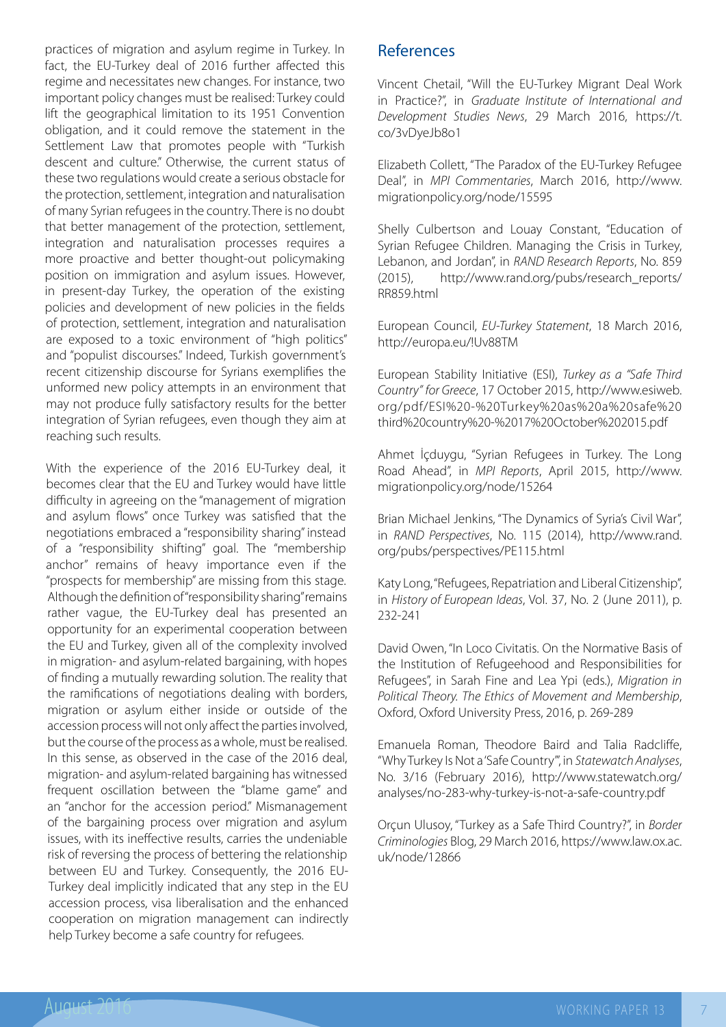practices of migration and asylum regime in Turkey. In fact, the EU-Turkey deal of 2016 further affected this regime and necessitates new changes. For instance, two important policy changes must be realised: Turkey could lift the geographical limitation to its 1951 Convention obligation, and it could remove the statement in the Settlement Law that promotes people with "Turkish descent and culture." Otherwise, the current status of these two regulations would create a serious obstacle for the protection, settlement, integration and naturalisation of many Syrian refugees in the country. There is no doubt that better management of the protection, settlement, integration and naturalisation processes requires a more proactive and better thought-out policymaking position on immigration and asylum issues. However, in present-day Turkey, the operation of the existing policies and development of new policies in the fields of protection, settlement, integration and naturalisation are exposed to a toxic environment of "high politics" and "populist discourses." Indeed, Turkish government's recent citizenship discourse for Syrians exemplifies the unformed new policy attempts in an environment that may not produce fully satisfactory results for the better integration of Syrian refugees, even though they aim at reaching such results.

With the experience of the 2016 EU-Turkey deal, it becomes clear that the EU and Turkey would have little difficulty in agreeing on the "management of migration and asylum flows" once Turkey was satisfied that the negotiations embraced a "responsibility sharing" instead of a "responsibility shifting" goal. The "membership anchor" remains of heavy importance even if the "prospects for membership" are missing from this stage. Although the definition of "responsibility sharing" remains rather vague, the EU-Turkey deal has presented an opportunity for an experimental cooperation between the EU and Turkey, given all of the complexity involved in migration- and asylum-related bargaining, with hopes of finding a mutually rewarding solution. The reality that the ramifications of negotiations dealing with borders, migration or asylum either inside or outside of the accession process will not only affect the parties involved, but the course of the process as a whole, must be realised. In this sense, as observed in the case of the 2016 deal, migration- and asylum-related bargaining has witnessed frequent oscillation between the "blame game" and an "anchor for the accession period." Mismanagement of the bargaining process over migration and asylum issues, with its ineffective results, carries the undeniable risk of reversing the process of bettering the relationship between EU and Turkey. Consequently, the 2016 EU-Turkey deal implicitly indicated that any step in the EU accession process, visa liberalisation and the enhanced cooperation on migration management can indirectly help Turkey become a safe country for refugees.

## References

Vincent Chetail, "Will the EU-Turkey Migrant Deal Work in Practice?", in *Graduate Institute of International and Development Studies News*, 29 March 2016, https://t.co/3vDyeJb8o1

Elizabeth Collett, "The Paradox of the EU-Turkey Refugee Deal", in *MPI Commentaries*, March 2016, http://www.migrationpolicy.org/node/15595

Shelly Culbertson and Louay Constant, "Education of Syrian Refugee Children. Managing the Crisis in Turkey, Lebanon, and Jordan", in *RAND Research Reports*, No. 859 (2015), http://www.rand.org/pubs/research_reports/RR859.html

European Council, *EU-Turkey Statement*, 18 March 2016, http://europa.eu/!Uv88TM

European Stability Initiative (ESI), *Turkey as a "Safe Third Country" for Greece*, 17 October 2015, http://www.esiweb.org/pdf/ESI%20-%20Turkey%20as%20a%20safe%20third%20country%20-%2017%20October%202015.pdf

Ahmet İçduygu, "Syrian Refugees in Turkey. The Long Road Ahead", in *MPI Reports*, April 2015, http://www.migrationpolicy.org/node/15264

Brian Michael Jenkins, "The Dynamics of Syria's Civil War", in *RAND Perspectives*, No. 115 (2014), http://www.rand.org/pubs/perspectives/PE115.html

Katy Long, "Refugees, Repatriation and Liberal Citizenship", in *History of European Ideas*, Vol. 37, No. 2 (June 2011), p. 232-241

David Owen, "In Loco Civitatis. On the Normative Basis of the Institution of Refugeehood and Responsibilities for Refugees", in Sarah Fine and Lea Ypi (eds.), *Migration in Political Theory. The Ethics of Movement and Membership*, Oxford, Oxford University Press, 2016, p. 269-289

Emanuela Roman, Theodore Baird and Talia Radcliffe, "Why Turkey Is Not a 'Safe Country'", in *Statewatch Analyses*, No. 3/16 (February 2016), http://www.statewatch.org/analyses/no-283-why-turkey-is-not-a-safe-country.pdf

Orçun Ulusoy, "Turkey as a Safe Third Country?", in *Border Criminologies* Blog, 29 March 2016, https://www.law.ox.ac.uk/node/12866